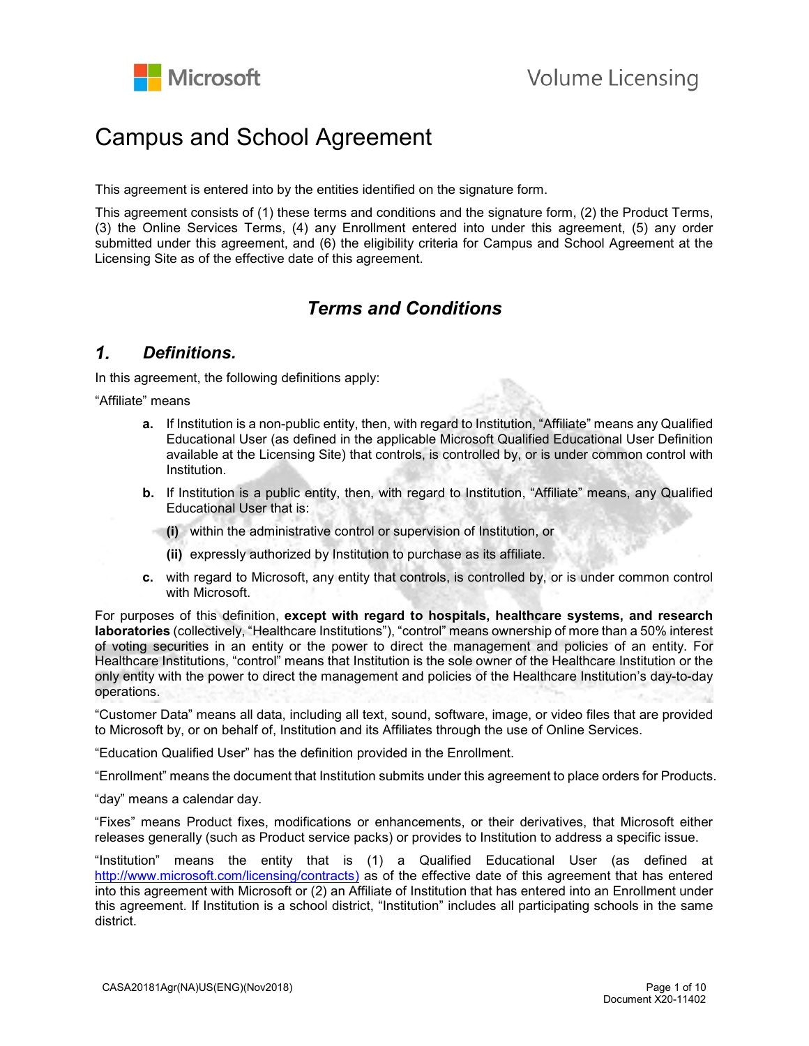# Campus and School Agreement

This agreement is entered into by the entities identified on the signature form.

This agreement consists of (1) these terms and conditions and the signature form, (2) the Product Terms, (3) the Online Services Terms, (4) any Enrollment entered into under this agreement, (5) any order submitted under this agreement, and (6) the eligibility criteria for Campus and School Agreement at the Licensing Site as of the effective date of this agreement.

## *Terms and Conditions*

### *1. Definitions.*

In this agreement, the following definitions apply:

"Affiliate" means

- **a.** If Institution is a non-public entity, then, with regard to Institution, "Affiliate" means any Qualified Educational User (as defined in the applicable Microsoft Qualified Educational User Definition available at the Licensing Site) that controls, is controlled by, or is under common control with Institution.
- **b.** If Institution is a public entity, then, with regard to Institution, "Affiliate" means, any Qualified Educational User that is:
  - **(i)** within the administrative control or supervision of Institution, or
  - **(ii)** expressly authorized by Institution to purchase as its affiliate.
- **c.** with regard to Microsoft, any entity that controls, is controlled by, or is under common control with Microsoft.

For purposes of this definition, **except with regard to hospitals, healthcare systems, and research laboratories** (collectively, "Healthcare Institutions"), "control" means ownership of more than a 50% interest of voting securities in an entity or the power to direct the management and policies of an entity. For Healthcare Institutions, "control" means that Institution is the sole owner of the Healthcare Institution or the only entity with the power to direct the management and policies of the Healthcare Institution's day-to-day operations.

"Customer Data" means all data, including all text, sound, software, image, or video files that are provided to Microsoft by, or on behalf of, Institution and its Affiliates through the use of Online Services.

"Education Qualified User" has the definition provided in the Enrollment.

"Enrollment" means the document that Institution submits under this agreement to place orders for Products.

"day" means a calendar day.

"Fixes" means Product fixes, modifications or enhancements, or their derivatives, that Microsoft either releases generally (such as Product service packs) or provides to Institution to address a specific issue.

"Institution" means the entity that is (1) a Qualified Educational User (as defined at [http://www.microsoft.com/licensing/contracts)](http://www.microsoft.com/licensing/contracts) as of the effective date of this agreement that has entered into this agreement with Microsoft or (2) an Affiliate of Institution that has entered into an Enrollment under this agreement. If Institution is a school district, "Institution" includes all participating schools in the same district.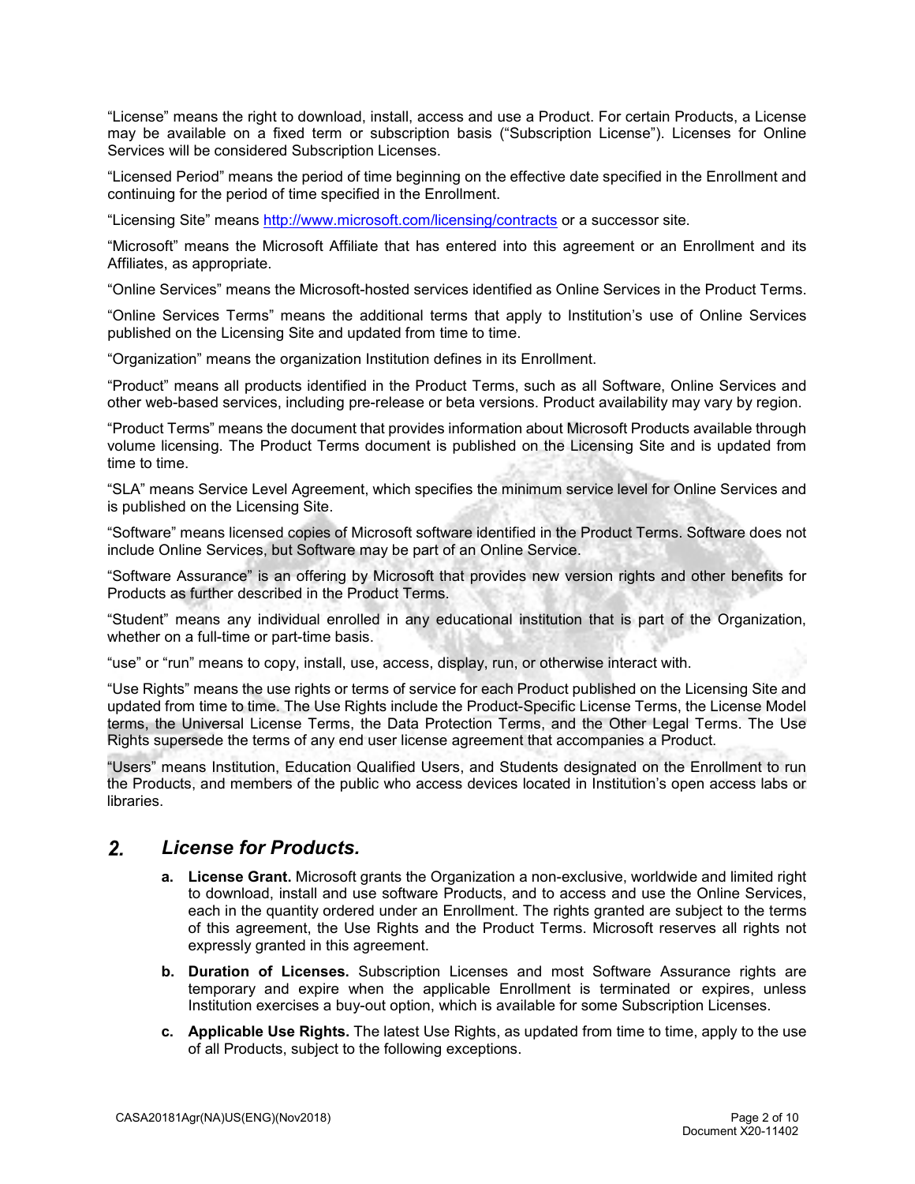"License" means the right to download, install, access and use a Product. For certain Products, a License may be available on a fixed term or subscription basis ("Subscription License"). Licenses for Online Services will be considered Subscription Licenses.

"Licensed Period" means the period of time beginning on the effective date specified in the Enrollment and continuing for the period of time specified in the Enrollment.

"Licensing Site" means [http://www.microsoft.com/licensing/contracts](http://www.microsoft.com/licensing/contracts) or a successor site.

"Microsoft" means the Microsoft Affiliate that has entered into this agreement or an Enrollment and its Affiliates, as appropriate.

"Online Services" means the Microsoft-hosted services identified as Online Services in the Product Terms.

"Online Services Terms" means the additional terms that apply to Institution's use of Online Services published on the Licensing Site and updated from time to time.

"Organization" means the organization Institution defines in its Enrollment.

"Product" means all products identified in the Product Terms, such as all Software, Online Services and other web-based services, including pre-release or beta versions. Product availability may vary by region.

"Product Terms" means the document that provides information about Microsoft Products available through volume licensing. The Product Terms document is published on the Licensing Site and is updated from time to time.

"SLA" means Service Level Agreement, which specifies the minimum service level for Online Services and is published on the Licensing Site.

"Software" means licensed copies of Microsoft software identified in the Product Terms. Software does not include Online Services, but Software may be part of an Online Service.

"Software Assurance" is an offering by Microsoft that provides new version rights and other benefits for Products as further described in the Product Terms.

"Student" means any individual enrolled in any educational institution that is part of the Organization, whether on a full-time or part-time basis.

"use" or "run" means to copy, install, use, access, display, run, or otherwise interact with.

"Use Rights" means the use rights or terms of service for each Product published on the Licensing Site and updated from time to time. The Use Rights include the Product-Specific License Terms, the License Model terms, the Universal License Terms, the Data Protection Terms, and the Other Legal Terms. The Use Rights supersede the terms of any end user license agreement that accompanies a Product.

"Users" means Institution, Education Qualified Users, and Students designated on the Enrollment to run the Products, and members of the public who access devices located in Institution's open access labs or libraries.

## 2. *License for Products.*

a. **License Grant.** Microsoft grants the Organization a non-exclusive, worldwide and limited right to download, install and use software Products, and to access and use the Online Services, each in the quantity ordered under an Enrollment. The rights granted are subject to the terms of this agreement, the Use Rights and the Product Terms. Microsoft reserves all rights not expressly granted in this agreement.

b. **Duration of Licenses.** Subscription Licenses and most Software Assurance rights are temporary and expire when the applicable Enrollment is terminated or expires, unless Institution exercises a buy-out option, which is available for some Subscription Licenses.

c. **Applicable Use Rights.** The latest Use Rights, as updated from time to time, apply to the use of all Products, subject to the following exceptions.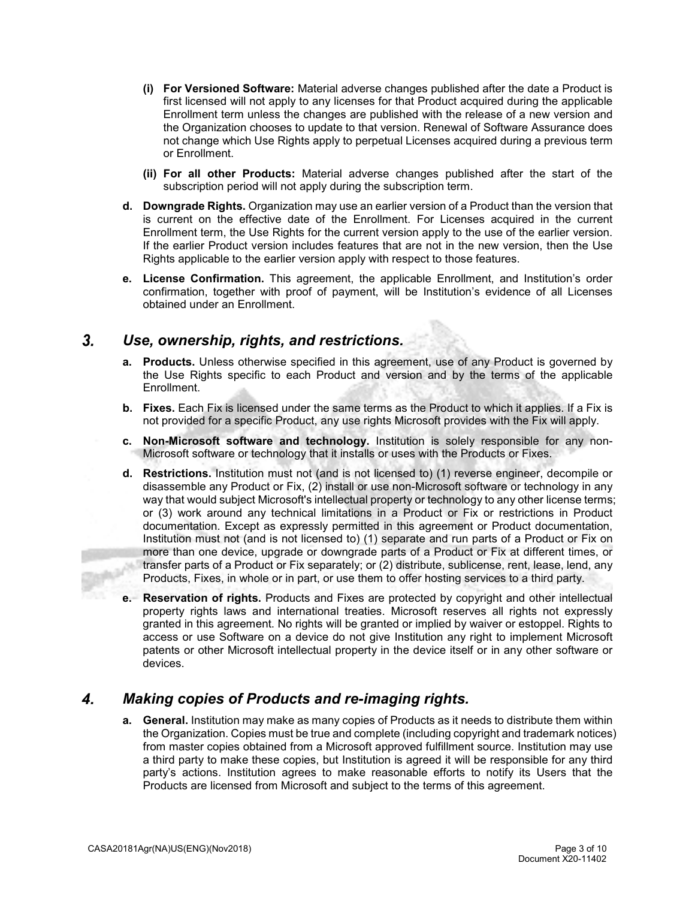- **(i) For Versioned Software:** Material adverse changes published after the date a Product is first licensed will not apply to any licenses for that Product acquired during the applicable Enrollment term unless the changes are published with the release of a new version and the Organization chooses to update to that version. Renewal of Software Assurance does not change which Use Rights apply to perpetual Licenses acquired during a previous term or Enrollment.
- **(ii) For all other Products:** Material adverse changes published after the start of the subscription period will not apply during the subscription term.

**d. Downgrade Rights.** Organization may use an earlier version of a Product than the version that is current on the effective date of the Enrollment. For Licenses acquired in the current Enrollment term, the Use Rights for the current version apply to the use of the earlier version. If the earlier Product version includes features that are not in the new version, then the Use Rights applicable to the earlier version apply with respect to those features.

**e. License Confirmation.** This agreement, the applicable Enrollment, and Institution's order confirmation, together with proof of payment, will be Institution's evidence of all Licenses obtained under an Enrollment.

## 3. *Use, ownership, rights, and restrictions.*

**a. Products.** Unless otherwise specified in this agreement, use of any Product is governed by the Use Rights specific to each Product and version and by the terms of the applicable Enrollment.

**b. Fixes.** Each Fix is licensed under the same terms as the Product to which it applies. If a Fix is not provided for a specific Product, any use rights Microsoft provides with the Fix will apply.

**c. Non-Microsoft software and technology.** Institution is solely responsible for any non-Microsoft software or technology that it installs or uses with the Products or Fixes.

**d. Restrictions.** Institution must not (and is not licensed to) (1) reverse engineer, decompile or disassemble any Product or Fix, (2) install or use non-Microsoft software or technology in any way that would subject Microsoft's intellectual property or technology to any other license terms; or (3) work around any technical limitations in a Product or Fix or restrictions in Product documentation. Except as expressly permitted in this agreement or Product documentation, Institution must not (and is not licensed to) (1) separate and run parts of a Product or Fix on more than one device, upgrade or downgrade parts of a Product or Fix at different times, or transfer parts of a Product or Fix separately; or (2) distribute, sublicense, rent, lease, lend, any Products, Fixes, in whole or in part, or use them to offer hosting services to a third party.

**e. Reservation of rights.** Products and Fixes are protected by copyright and other intellectual property rights laws and international treaties. Microsoft reserves all rights not expressly granted in this agreement. No rights will be granted or implied by waiver or estoppel. Rights to access or use Software on a device do not give Institution any right to implement Microsoft patents or other Microsoft intellectual property in the device itself or in any other software or devices.

## 4. *Making copies of Products and re-imaging rights.*

**a. General.** Institution may make as many copies of Products as it needs to distribute them within the Organization. Copies must be true and complete (including copyright and trademark notices) from master copies obtained from a Microsoft approved fulfillment source. Institution may use a third party to make these copies, but Institution is agreed it will be responsible for any third party's actions. Institution agrees to make reasonable efforts to notify its Users that the Products are licensed from Microsoft and subject to the terms of this agreement.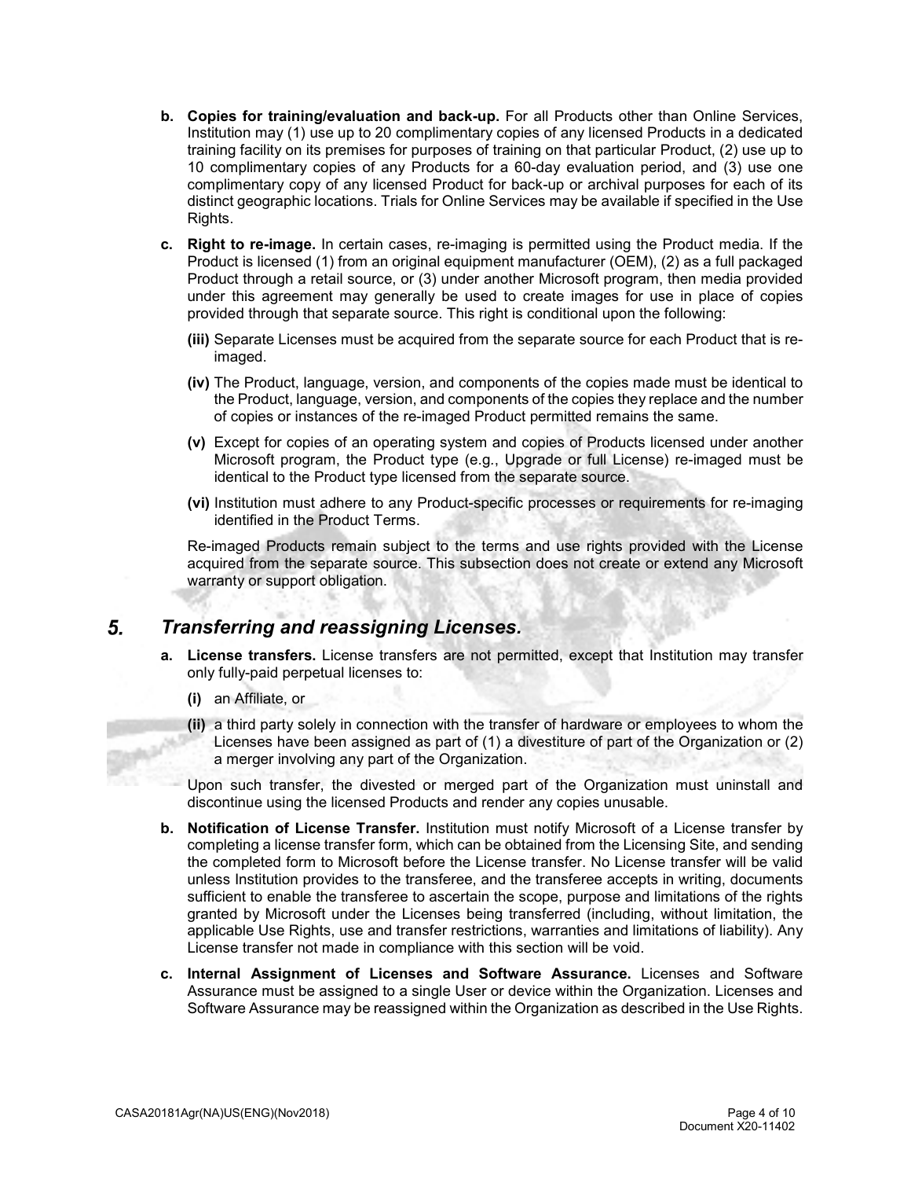**b. Copies for training/evaluation and back-up.** For all Products other than Online Services, Institution may (1) use up to 20 complimentary copies of any licensed Products in a dedicated training facility on its premises for purposes of training on that particular Product, (2) use up to 10 complimentary copies of any Products for a 60-day evaluation period, and (3) use one complimentary copy of any licensed Product for back-up or archival purposes for each of its distinct geographic locations. Trials for Online Services may be available if specified in the Use Rights.

**c. Right to re-image.** In certain cases, re-imaging is permitted using the Product media. If the Product is licensed (1) from an original equipment manufacturer (OEM), (2) as a full packaged Product through a retail source, or (3) under another Microsoft program, then media provided under this agreement may generally be used to create images for use in place of copies provided through that separate source. This right is conditional upon the following:

**(iii)** Separate Licenses must be acquired from the separate source for each Product that is re-imaged.

**(iv)** The Product, language, version, and components of the copies made must be identical to the Product, language, version, and components of the copies they replace and the number of copies or instances of the re-imaged Product permitted remains the same.

**(v)** Except for copies of an operating system and copies of Products licensed under another Microsoft program, the Product type (e.g., Upgrade or full License) re-imaged must be identical to the Product type licensed from the separate source.

**(vi)** Institution must adhere to any Product-specific processes or requirements for re-imaging identified in the Product Terms.

Re-imaged Products remain subject to the terms and use rights provided with the License acquired from the separate source. This subsection does not create or extend any Microsoft warranty or support obligation.

## 5. *Transferring and reassigning Licenses.*

**a. License transfers.** License transfers are not permitted, except that Institution may transfer only fully-paid perpetual licenses to:

**(i)** an Affiliate, or

**(ii)** a third party solely in connection with the transfer of hardware or employees to whom the Licenses have been assigned as part of (1) a divestiture of part of the Organization or (2) a merger involving any part of the Organization.

Upon such transfer, the divested or merged part of the Organization must uninstall and discontinue using the licensed Products and render any copies unusable.

**b. Notification of License Transfer.** Institution must notify Microsoft of a License transfer by completing a license transfer form, which can be obtained from the Licensing Site, and sending the completed form to Microsoft before the License transfer. No License transfer will be valid unless Institution provides to the transferee, and the transferee accepts in writing, documents sufficient to enable the transferee to ascertain the scope, purpose and limitations of the rights granted by Microsoft under the Licenses being transferred (including, without limitation, the applicable Use Rights, use and transfer restrictions, warranties and limitations of liability). Any License transfer not made in compliance with this section will be void.

**c. Internal Assignment of Licenses and Software Assurance.** Licenses and Software Assurance must be assigned to a single User or device within the Organization. Licenses and Software Assurance may be reassigned within the Organization as described in the Use Rights.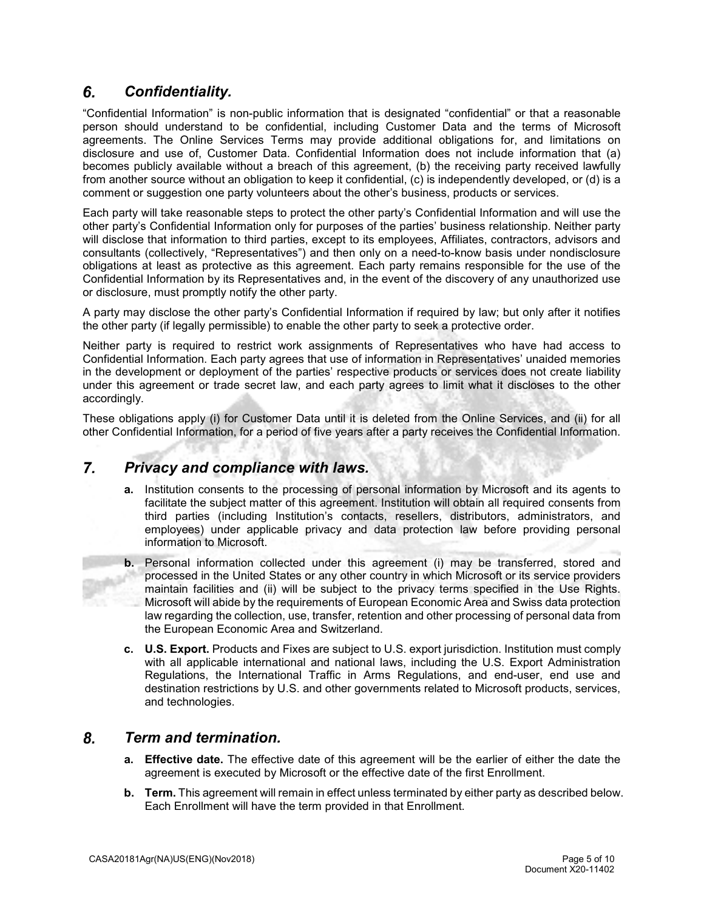## 6. *Confidentiality.*

"Confidential Information" is non-public information that is designated "confidential" or that a reasonable person should understand to be confidential, including Customer Data and the terms of Microsoft agreements. The Online Services Terms may provide additional obligations for, and limitations on disclosure and use of, Customer Data. Confidential Information does not include information that (a) becomes publicly available without a breach of this agreement, (b) the receiving party received lawfully from another source without an obligation to keep it confidential, (c) is independently developed, or (d) is a comment or suggestion one party volunteers about the other's business, products or services.

Each party will take reasonable steps to protect the other party's Confidential Information and will use the other party's Confidential Information only for purposes of the parties' business relationship. Neither party will disclose that information to third parties, except to its employees, Affiliates, contractors, advisors and consultants (collectively, "Representatives") and then only on a need-to-know basis under nondisclosure obligations at least as protective as this agreement. Each party remains responsible for the use of the Confidential Information by its Representatives and, in the event of the discovery of any unauthorized use or disclosure, must promptly notify the other party.

A party may disclose the other party's Confidential Information if required by law; but only after it notifies the other party (if legally permissible) to enable the other party to seek a protective order.

Neither party is required to restrict work assignments of Representatives who have had access to Confidential Information. Each party agrees that use of information in Representatives' unaided memories in the development or deployment of the parties' respective products or services does not create liability under this agreement or trade secret law, and each party agrees to limit what it discloses to the other accordingly.

These obligations apply (i) for Customer Data until it is deleted from the Online Services, and (ii) for all other Confidential Information, for a period of five years after a party receives the Confidential Information.

## 7. *Privacy and compliance with laws.*

- **a.** Institution consents to the processing of personal information by Microsoft and its agents to facilitate the subject matter of this agreement. Institution will obtain all required consents from third parties (including Institution's contacts, resellers, distributors, administrators, and employees) under applicable privacy and data protection law before providing personal information to Microsoft.
- **b.** Personal information collected under this agreement (i) may be transferred, stored and processed in the United States or any other country in which Microsoft or its service providers maintain facilities and (ii) will be subject to the privacy terms specified in the Use Rights. Microsoft will abide by the requirements of European Economic Area and Swiss data protection law regarding the collection, use, transfer, retention and other processing of personal data from the European Economic Area and Switzerland.
- **c. U.S. Export.** Products and Fixes are subject to U.S. export jurisdiction. Institution must comply with all applicable international and national laws, including the U.S. Export Administration Regulations, the International Traffic in Arms Regulations, and end-user, end use and destination restrictions by U.S. and other governments related to Microsoft products, services, and technologies.

## 8. *Term and termination.*

- **a. Effective date.** The effective date of this agreement will be the earlier of either the date the agreement is executed by Microsoft or the effective date of the first Enrollment.
- **b. Term.** This agreement will remain in effect unless terminated by either party as described below. Each Enrollment will have the term provided in that Enrollment.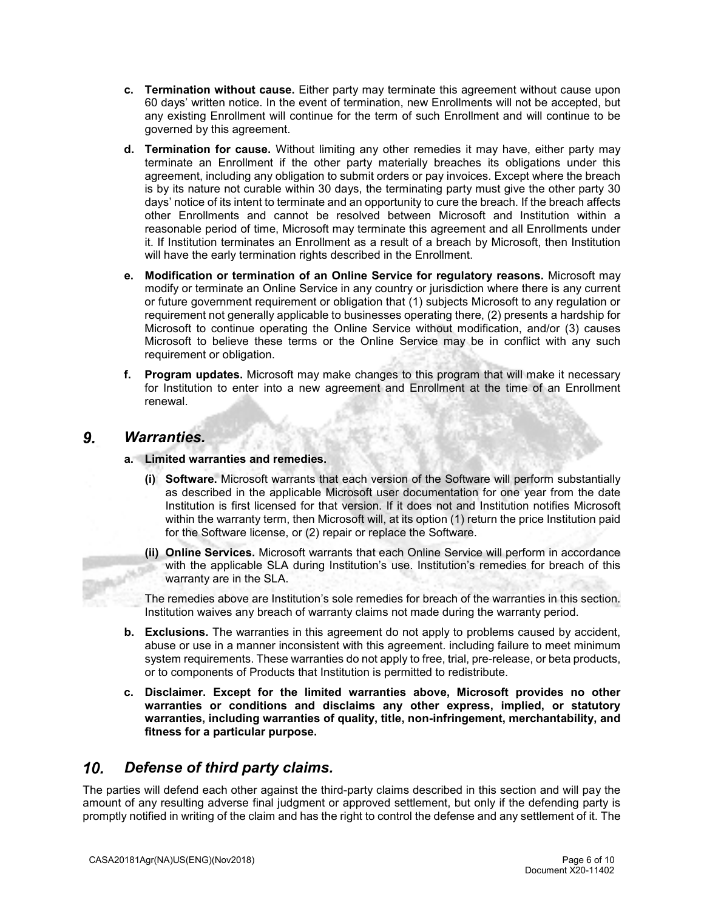- **c. Termination without cause.** Either party may terminate this agreement without cause upon 60 days' written notice. In the event of termination, new Enrollments will not be accepted, but any existing Enrollment will continue for the term of such Enrollment and will continue to be governed by this agreement.
- **d. Termination for cause.** Without limiting any other remedies it may have, either party may terminate an Enrollment if the other party materially breaches its obligations under this agreement, including any obligation to submit orders or pay invoices. Except where the breach is by its nature not curable within 30 days, the terminating party must give the other party 30 days' notice of its intent to terminate and an opportunity to cure the breach. If the breach affects other Enrollments and cannot be resolved between Microsoft and Institution within a reasonable period of time, Microsoft may terminate this agreement and all Enrollments under it. If Institution terminates an Enrollment as a result of a breach by Microsoft, then Institution will have the early termination rights described in the Enrollment.
- **e. Modification or termination of an Online Service for regulatory reasons.** Microsoft may modify or terminate an Online Service in any country or jurisdiction where there is any current or future government requirement or obligation that (1) subjects Microsoft to any regulation or requirement not generally applicable to businesses operating there, (2) presents a hardship for Microsoft to continue operating the Online Service without modification, and/or (3) causes Microsoft to believe these terms or the Online Service may be in conflict with any such requirement or obligation.
- **f. Program updates.** Microsoft may make changes to this program that will make it necessary for Institution to enter into a new agreement and Enrollment at the time of an Enrollment renewal.

## *9. Warranties.*

**a. Limited warranties and remedies.**

- **(i) Software.** Microsoft warrants that each version of the Software will perform substantially as described in the applicable Microsoft user documentation for one year from the date Institution is first licensed for that version. If it does not and Institution notifies Microsoft within the warranty term, then Microsoft will, at its option (1) return the price Institution paid for the Software license, or (2) repair or replace the Software.
- **(ii) Online Services.** Microsoft warrants that each Online Service will perform in accordance with the applicable SLA during Institution's use. Institution's remedies for breach of this warranty are in the SLA.

The remedies above are Institution's sole remedies for breach of the warranties in this section. Institution waives any breach of warranty claims not made during the warranty period.

**b. Exclusions.** The warranties in this agreement do not apply to problems caused by accident, abuse or use in a manner inconsistent with this agreement. including failure to meet minimum system requirements. These warranties do not apply to free, trial, pre-release, or beta products, or to components of Products that Institution is permitted to redistribute.

**c. Disclaimer. Except for the limited warranties above, Microsoft provides no other warranties or conditions and disclaims any other express, implied, or statutory warranties, including warranties of quality, title, non-infringement, merchantability, and fitness for a particular purpose.**

## *10. Defense of third party claims.*

The parties will defend each other against the third-party claims described in this section and will pay the amount of any resulting adverse final judgment or approved settlement, but only if the defending party is promptly notified in writing of the claim and has the right to control the defense and any settlement of it. The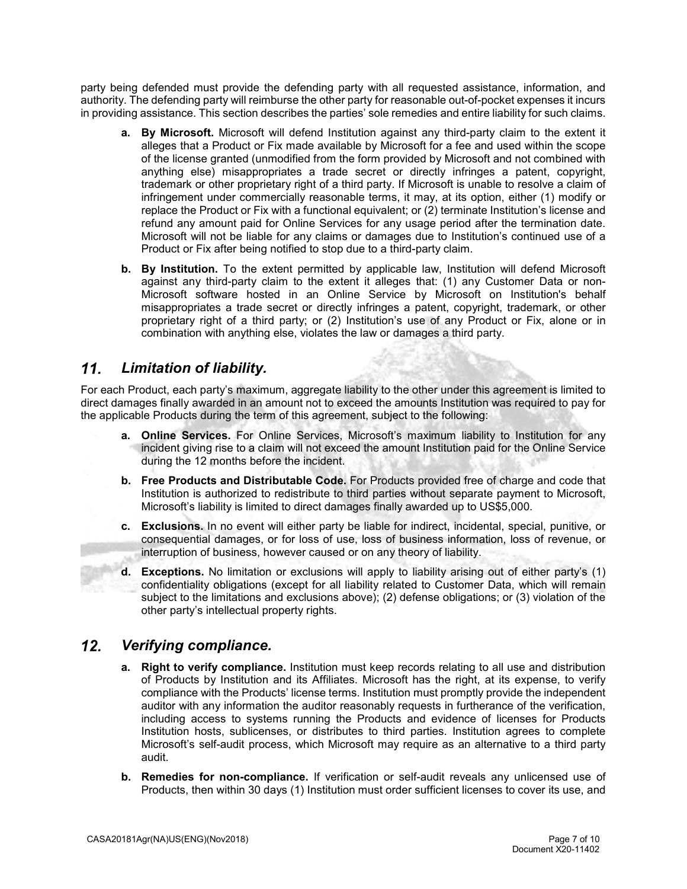party being defended must provide the defending party with all requested assistance, information, and authority. The defending party will reimburse the other party for reasonable out-of-pocket expenses it incurs in providing assistance. This section describes the parties' sole remedies and entire liability for such claims.

- **a. By Microsoft.** Microsoft will defend Institution against any third-party claim to the extent it alleges that a Product or Fix made available by Microsoft for a fee and used within the scope of the license granted (unmodified from the form provided by Microsoft and not combined with anything else) misappropriates a trade secret or directly infringes a patent, copyright, trademark or other proprietary right of a third party. If Microsoft is unable to resolve a claim of infringement under commercially reasonable terms, it may, at its option, either (1) modify or replace the Product or Fix with a functional equivalent; or (2) terminate Institution's license and refund any amount paid for Online Services for any usage period after the termination date. Microsoft will not be liable for any claims or damages due to Institution's continued use of a Product or Fix after being notified to stop due to a third-party claim.
- **b. By Institution.** To the extent permitted by applicable law, Institution will defend Microsoft against any third-party claim to the extent it alleges that: (1) any Customer Data or non-Microsoft software hosted in an Online Service by Microsoft on Institution's behalf misappropriates a trade secret or directly infringes a patent, copyright, trademark, or other proprietary right of a third party; or (2) Institution's use of any Product or Fix, alone or in combination with anything else, violates the law or damages a third party.

## *11. Limitation of liability.*

For each Product, each party's maximum, aggregate liability to the other under this agreement is limited to direct damages finally awarded in an amount not to exceed the amounts Institution was required to pay for the applicable Products during the term of this agreement, subject to the following:

- **a. Online Services.** For Online Services, Microsoft's maximum liability to Institution for any incident giving rise to a claim will not exceed the amount Institution paid for the Online Service during the 12 months before the incident.
- **b. Free Products and Distributable Code.** For Products provided free of charge and code that Institution is authorized to redistribute to third parties without separate payment to Microsoft, Microsoft's liability is limited to direct damages finally awarded up to US$5,000.
- **c. Exclusions.** In no event will either party be liable for indirect, incidental, special, punitive, or consequential damages, or for loss of use, loss of business information, loss of revenue, or interruption of business, however caused or on any theory of liability.
- **d. Exceptions.** No limitation or exclusions will apply to liability arising out of either party's (1) confidentiality obligations (except for all liability related to Customer Data, which will remain subject to the limitations and exclusions above); (2) defense obligations; or (3) violation of the other party's intellectual property rights.

## *12. Verifying compliance.*

- **a. Right to verify compliance.** Institution must keep records relating to all use and distribution of Products by Institution and its Affiliates. Microsoft has the right, at its expense, to verify compliance with the Products' license terms. Institution must promptly provide the independent auditor with any information the auditor reasonably requests in furtherance of the verification, including access to systems running the Products and evidence of licenses for Products Institution hosts, sublicenses, or distributes to third parties. Institution agrees to complete Microsoft's self-audit process, which Microsoft may require as an alternative to a third party audit.
- **b. Remedies for non-compliance.** If verification or self-audit reveals any unlicensed use of Products, then within 30 days (1) Institution must order sufficient licenses to cover its use, and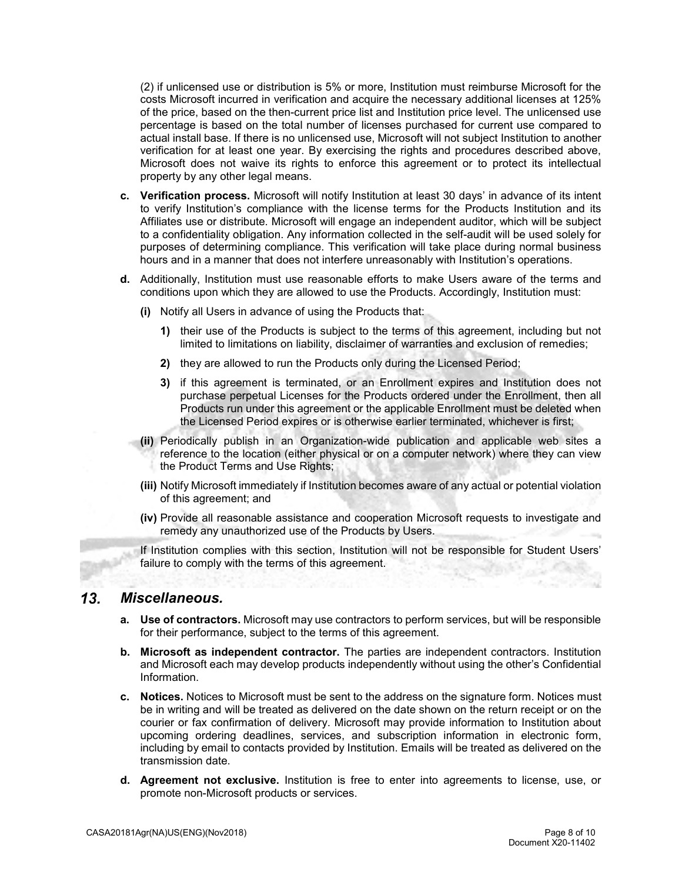(2) if unlicensed use or distribution is 5% or more, Institution must reimburse Microsoft for the costs Microsoft incurred in verification and acquire the necessary additional licenses at 125% of the price, based on the then-current price list and Institution price level. The unlicensed use percentage is based on the total number of licenses purchased for current use compared to actual install base. If there is no unlicensed use, Microsoft will not subject Institution to another verification for at least one year. By exercising the rights and procedures described above, Microsoft does not waive its rights to enforce this agreement or to protect its intellectual property by any other legal means.

**c. Verification process.** Microsoft will notify Institution at least 30 days' in advance of its intent to verify Institution's compliance with the license terms for the Products Institution and its Affiliates use or distribute. Microsoft will engage an independent auditor, which will be subject to a confidentiality obligation. Any information collected in the self-audit will be used solely for purposes of determining compliance. This verification will take place during normal business hours and in a manner that does not interfere unreasonably with Institution's operations.

**d.** Additionally, Institution must use reasonable efforts to make Users aware of the terms and conditions upon which they are allowed to use the Products. Accordingly, Institution must:

**(i)** Notify all Users in advance of using the Products that:

**1)** their use of the Products is subject to the terms of this agreement, including but not limited to limitations on liability, disclaimer of warranties and exclusion of remedies;

**2)** they are allowed to run the Products only during the Licensed Period;

**3)** if this agreement is terminated, or an Enrollment expires and Institution does not purchase perpetual Licenses for the Products ordered under the Enrollment, then all Products run under this agreement or the applicable Enrollment must be deleted when the Licensed Period expires or is otherwise earlier terminated, whichever is first;

**(ii)** Periodically publish in an Organization-wide publication and applicable web sites a reference to the location (either physical or on a computer network) where they can view the Product Terms and Use Rights;

**(iii)** Notify Microsoft immediately if Institution becomes aware of any actual or potential violation of this agreement; and

**(iv)** Provide all reasonable assistance and cooperation Microsoft requests to investigate and remedy any unauthorized use of the Products by Users.

If Institution complies with this section, Institution will not be responsible for Student Users' failure to comply with the terms of this agreement.

## 13. *Miscellaneous.*

**a. Use of contractors.** Microsoft may use contractors to perform services, but will be responsible for their performance, subject to the terms of this agreement.

**b. Microsoft as independent contractor.** The parties are independent contractors. Institution and Microsoft each may develop products independently without using the other's Confidential Information.

**c. Notices.** Notices to Microsoft must be sent to the address on the signature form. Notices must be in writing and will be treated as delivered on the date shown on the return receipt or on the courier or fax confirmation of delivery. Microsoft may provide information to Institution about upcoming ordering deadlines, services, and subscription information in electronic form, including by email to contacts provided by Institution. Emails will be treated as delivered on the transmission date.

**d. Agreement not exclusive.** Institution is free to enter into agreements to license, use, or promote non-Microsoft products or services.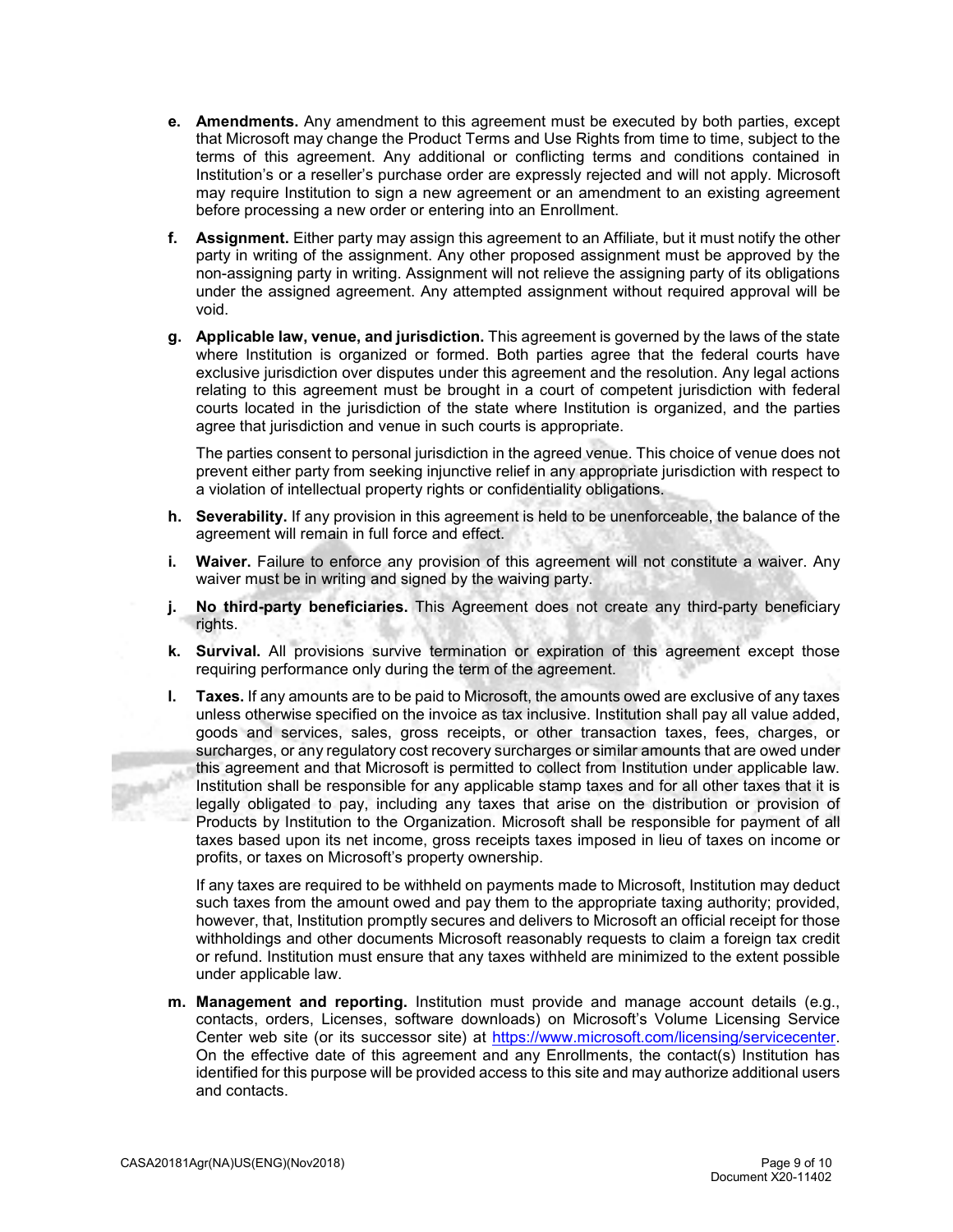e. **Amendments.** Any amendment to this agreement must be executed by both parties, except that Microsoft may change the Product Terms and Use Rights from time to time, subject to the terms of this agreement. Any additional or conflicting terms and conditions contained in Institution's or a reseller's purchase order are expressly rejected and will not apply. Microsoft may require Institution to sign a new agreement or an amendment to an existing agreement before processing a new order or entering into an Enrollment.

f. **Assignment.** Either party may assign this agreement to an Affiliate, but it must notify the other party in writing of the assignment. Any other proposed assignment must be approved by the non-assigning party in writing. Assignment will not relieve the assigning party of its obligations under the assigned agreement. Any attempted assignment without required approval will be void.

g. **Applicable law, venue, and jurisdiction.** This agreement is governed by the laws of the state where Institution is organized or formed. Both parties agree that the federal courts have exclusive jurisdiction over disputes under this agreement and the resolution. Any legal actions relating to this agreement must be brought in a court of competent jurisdiction with federal courts located in the jurisdiction of the state where Institution is organized, and the parties agree that jurisdiction and venue in such courts is appropriate.

   The parties consent to personal jurisdiction in the agreed venue. This choice of venue does not prevent either party from seeking injunctive relief in any appropriate jurisdiction with respect to a violation of intellectual property rights or confidentiality obligations.

h. **Severability.** If any provision in this agreement is held to be unenforceable, the balance of the agreement will remain in full force and effect.

i. **Waiver.** Failure to enforce any provision of this agreement will not constitute a waiver. Any waiver must be in writing and signed by the waiving party.

j. **No third-party beneficiaries.** This Agreement does not create any third-party beneficiary rights.

k. **Survival.** All provisions survive termination or expiration of this agreement except those requiring performance only during the term of the agreement.

l. **Taxes.** If any amounts are to be paid to Microsoft, the amounts owed are exclusive of any taxes unless otherwise specified on the invoice as tax inclusive. Institution shall pay all value added, goods and services, sales, gross receipts, or other transaction taxes, fees, charges, or surcharges, or any regulatory cost recovery surcharges or similar amounts that are owed under this agreement and that Microsoft is permitted to collect from Institution under applicable law. Institution shall be responsible for any applicable stamp taxes and for all other taxes that it is legally obligated to pay, including any taxes that arise on the distribution or provision of Products by Institution to the Organization. Microsoft shall be responsible for payment of all taxes based upon its net income, gross receipts taxes imposed in lieu of taxes on income or profits, or taxes on Microsoft's property ownership.

   If any taxes are required to be withheld on payments made to Microsoft, Institution may deduct such taxes from the amount owed and pay them to the appropriate taxing authority; provided, however, that, Institution promptly secures and delivers to Microsoft an official receipt for those withholdings and other documents Microsoft reasonably requests to claim a foreign tax credit or refund. Institution must ensure that any taxes withheld are minimized to the extent possible under applicable law.

m. **Management and reporting.** Institution must provide and manage account details (e.g., contacts, orders, Licenses, software downloads) on Microsoft's Volume Licensing Service Center web site (or its successor site) at https://www.microsoft.com/licensing/servicecenter. On the effective date of this agreement and any Enrollments, the contact(s) Institution has identified for this purpose will be provided access to this site and may authorize additional users and contacts.

CASA20181Agr(NA)US(ENG)(Nov2018)

Document X20-11402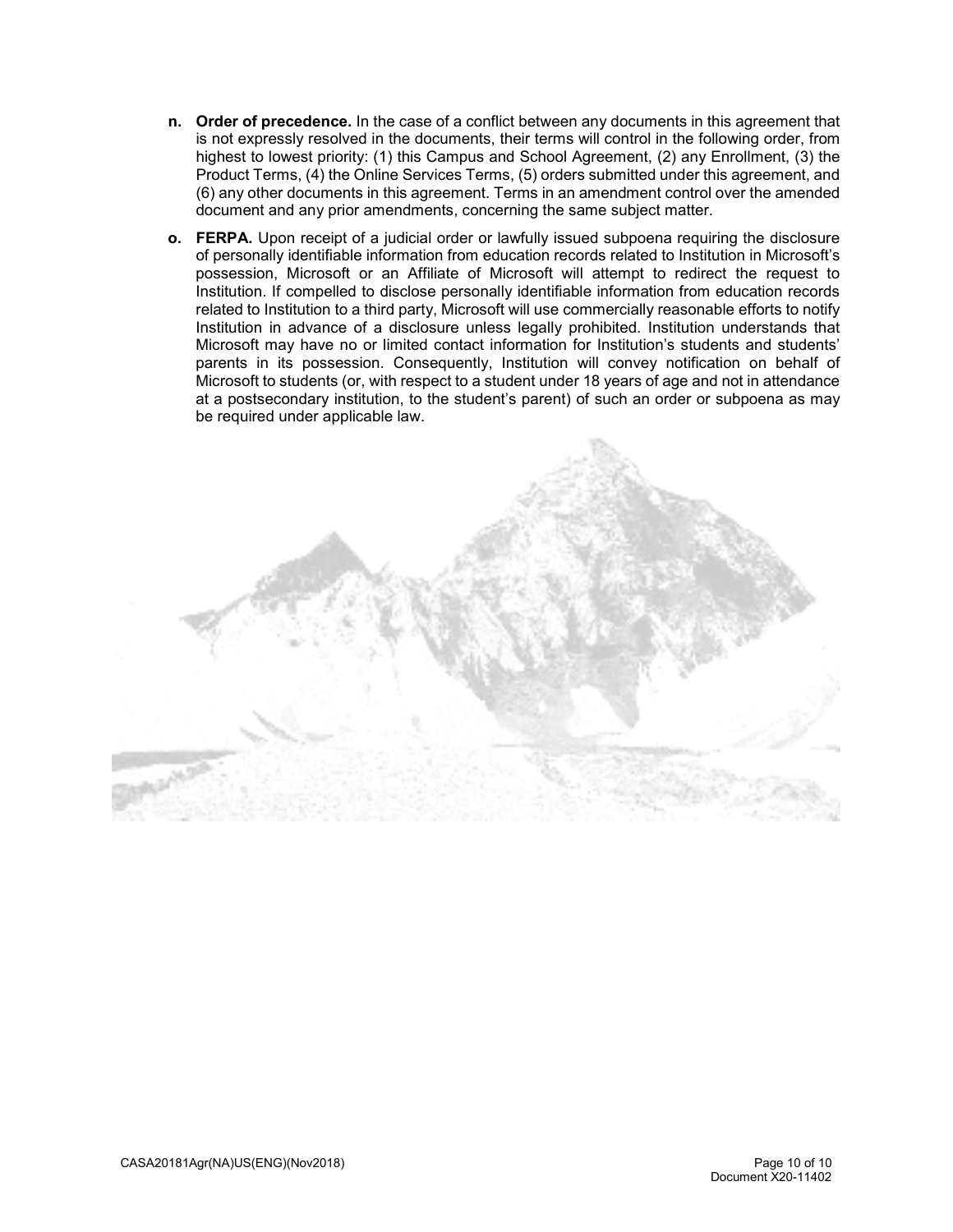**n. Order of precedence.** In the case of a conflict between any documents in this agreement that is not expressly resolved in the documents, their terms will control in the following order, from highest to lowest priority: (1) this Campus and School Agreement, (2) any Enrollment, (3) the Product Terms, (4) the Online Services Terms, (5) orders submitted under this agreement, and (6) any other documents in this agreement. Terms in an amendment control over the amended document and any prior amendments, concerning the same subject matter.

**o. FERPA.** Upon receipt of a judicial order or lawfully issued subpoena requiring the disclosure of personally identifiable information from education records related to Institution in Microsoft's possession, Microsoft or an Affiliate of Microsoft will attempt to redirect the request to Institution. If compelled to disclose personally identifiable information from education records related to Institution to a third party, Microsoft will use commercially reasonable efforts to notify Institution in advance of a disclosure unless legally prohibited. Institution understands that Microsoft may have no or limited contact information for Institution's students and students' parents in its possession. Consequently, Institution will convey notification on behalf of Microsoft to students (or, with respect to a student under 18 years of age and not in attendance at a postsecondary institution, to the student's parent) of such an order or subpoena as may be required under applicable law.